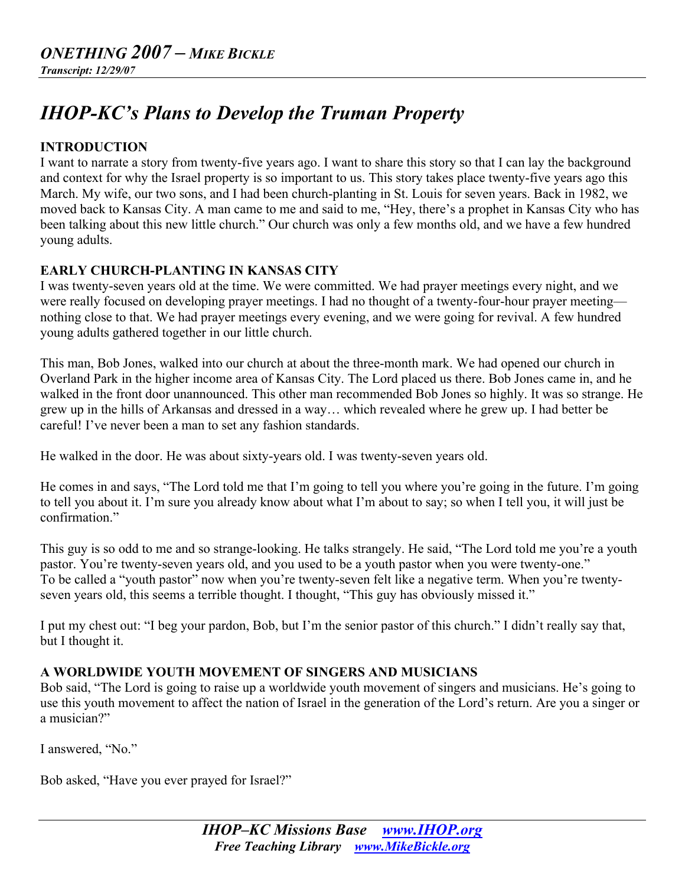# *IHOP-KC's Plans to Develop the Truman Property*

## INTRODUCTION

I want to narrate a story from twenty-five years ago. I want to share this story so that I can lay the background and context for why the Israel property is so important to us. This story takes place twenty-five years ago this March. My wife, our two sons, and I had been church-planting in St. Louis for seven years. Back in 1982, we moved back to Kansas City. A man came to me and said to me, "Hey, there's a prophet in Kansas City who has been talking about this new little church." Our church was only a few months old, and we have a few hundred young adults.

## EARLY CHURCH-PLANTING IN KANSAS CITY

I was twenty-seven years old at the time. We were committed. We had prayer meetings every night, and we were really focused on developing prayer meetings. I had no thought of a twenty-four-hour prayer meeting—nothing close to that. We had prayer meetings every evening, and we were going for revival. A few hundred young adults gathered together in our little church.

This man, Bob Jones, walked into our church at about the three-month mark. We had opened our church in Overland Park in the higher income area of Kansas City. The Lord placed us there. Bob Jones came in, and he walked in the front door unannounced. This other man recommended Bob Jones so highly. It was so strange. He grew up in the hills of Arkansas and dressed in a way… which revealed where he grew up. I had better be careful! I've never been a man to set any fashion standards.

He walked in the door. He was about sixty-years old. I was twenty-seven years old.

He comes in and says, "The Lord told me that I'm going to tell you where you're going in the future. I'm going to tell you about it. I'm sure you already know about what I'm about to say; so when I tell you, it will just be confirmation."

This guy is so odd to me and so strange-looking. He talks strangely. He said, "The Lord told me you're a youth pastor. You're twenty-seven years old, and you used to be a youth pastor when you were twenty-one." To be called a "youth pastor" now when you're twenty-seven felt like a negative term. When you're twenty-seven years old, this seems a terrible thought. I thought, "This guy has obviously missed it."

I put my chest out: "I beg your pardon, Bob, but I'm the senior pastor of this church." I didn't really say that, but I thought it.

## A WORLDWIDE YOUTH MOVEMENT OF SINGERS AND MUSICIANS

Bob said, "The Lord is going to raise up a worldwide youth movement of singers and musicians. He's going to use this youth movement to affect the nation of Israel in the generation of the Lord's return. Are you a singer or a musician?"

I answered, "No."

Bob asked, "Have you ever prayed for Israel?"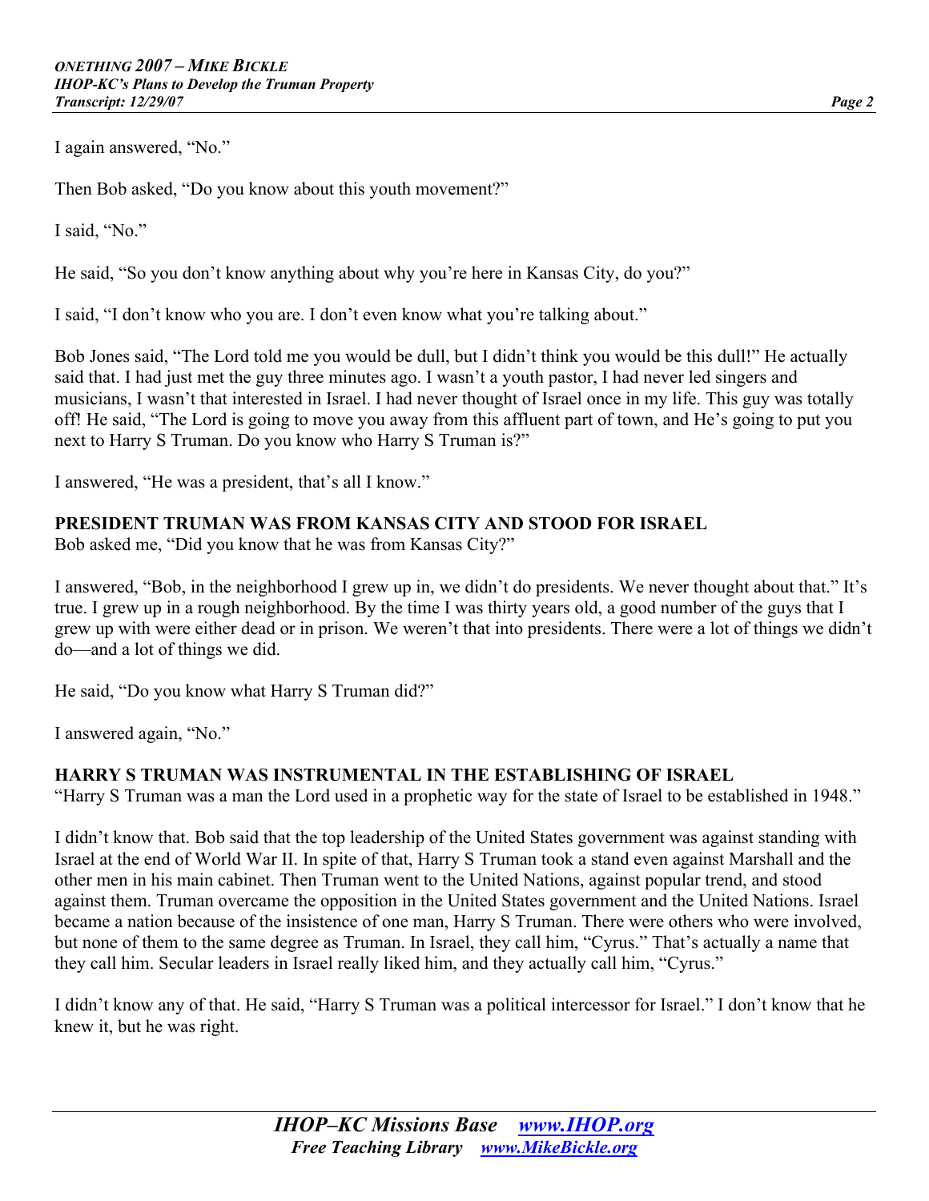I again answered, "No."

Then Bob asked, "Do you know about this youth movement?"

I said, "No."

He said, "So you don't know anything about why you're here in Kansas City, do you?"

I said, "I don't know who you are. I don't even know what you're talking about."

Bob Jones said, "The Lord told me you would be dull, but I didn't think you would be this dull!" He actually said that. I had just met the guy three minutes ago. I wasn't a youth pastor, I had never led singers and musicians, I wasn't that interested in Israel. I had never thought of Israel once in my life. This guy was totally off! He said, "The Lord is going to move you away from this affluent part of town, and He's going to put you next to Harry S Truman. Do you know who Harry S Truman is?"

I answered, "He was a president, that's all I know."

## PRESIDENT TRUMAN WAS FROM KANSAS CITY AND STOOD FOR ISRAEL

Bob asked me, "Did you know that he was from Kansas City?"

I answered, "Bob, in the neighborhood I grew up in, we didn't do presidents. We never thought about that." It's true. I grew up in a rough neighborhood. By the time I was thirty years old, a good number of the guys that I grew up with were either dead or in prison. We weren't that into presidents. There were a lot of things we didn't do—and a lot of things we did.

He said, "Do you know what Harry S Truman did?"

I answered again, "No."

## HARRY S TRUMAN WAS INSTRUMENTAL IN THE ESTABLISHING OF ISRAEL

"Harry S Truman was a man the Lord used in a prophetic way for the state of Israel to be established in 1948."

I didn't know that. Bob said that the top leadership of the United States government was against standing with Israel at the end of World War II. In spite of that, Harry S Truman took a stand even against Marshall and the other men in his main cabinet. Then Truman went to the United Nations, against popular trend, and stood against them. Truman overcame the opposition in the United States government and the United Nations. Israel became a nation because of the insistence of one man, Harry S Truman. There were others who were involved, but none of them to the same degree as Truman. In Israel, they call him, "Cyrus." That's actually a name that they call him. Secular leaders in Israel really liked him, and they actually call him, "Cyrus."

I didn't know any of that. He said, "Harry S Truman was a political intercessor for Israel." I don't know that he knew it, but he was right.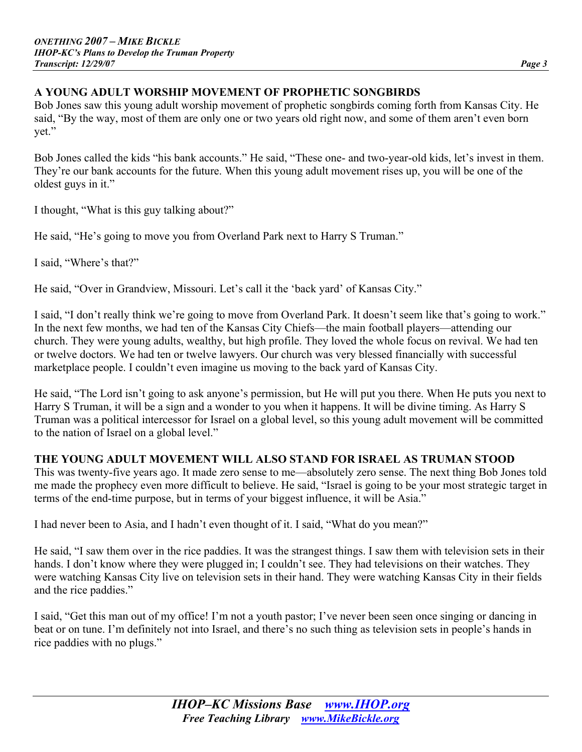## A YOUNG ADULT WORSHIP MOVEMENT OF PROPHETIC SONGBIRDS

Bob Jones saw this young adult worship movement of prophetic songbirds coming forth from Kansas City. He said, "By the way, most of them are only one or two years old right now, and some of them aren't even born yet."

Bob Jones called the kids "his bank accounts." He said, "These one- and two-year-old kids, let's invest in them. They're our bank accounts for the future. When this young adult movement rises up, you will be one of the oldest guys in it."

I thought, "What is this guy talking about?"

He said, "He's going to move you from Overland Park next to Harry S Truman."

I said, "Where's that?"

He said, "Over in Grandview, Missouri. Let's call it the 'back yard' of Kansas City."

I said, "I don't really think we're going to move from Overland Park. It doesn't seem like that's going to work." In the next few months, we had ten of the Kansas City Chiefs—the main football players—attending our church. They were young adults, wealthy, but high profile. They loved the whole focus on revival. We had ten or twelve doctors. We had ten or twelve lawyers. Our church was very blessed financially with successful marketplace people. I couldn't even imagine us moving to the back yard of Kansas City.

He said, "The Lord isn't going to ask anyone's permission, but He will put you there. When He puts you next to Harry S Truman, it will be a sign and a wonder to you when it happens. It will be divine timing. As Harry S Truman was a political intercessor for Israel on a global level, so this young adult movement will be committed to the nation of Israel on a global level."

## THE YOUNG ADULT MOVEMENT WILL ALSO STAND FOR ISRAEL AS TRUMAN STOOD

This was twenty-five years ago. It made zero sense to me—absolutely zero sense. The next thing Bob Jones told me made the prophecy even more difficult to believe. He said, "Israel is going to be your most strategic target in terms of the end-time purpose, but in terms of your biggest influence, it will be Asia."

I had never been to Asia, and I hadn't even thought of it. I said, "What do you mean?"

He said, "I saw them over in the rice paddies. It was the strangest things. I saw them with television sets in their hands. I don't know where they were plugged in; I couldn't see. They had televisions on their watches. They were watching Kansas City live on television sets in their hand. They were watching Kansas City in their fields and the rice paddies."

I said, "Get this man out of my office! I'm not a youth pastor; I've never been seen once singing or dancing in beat or on tune. I'm definitely not into Israel, and there's no such thing as television sets in people's hands in rice paddies with no plugs."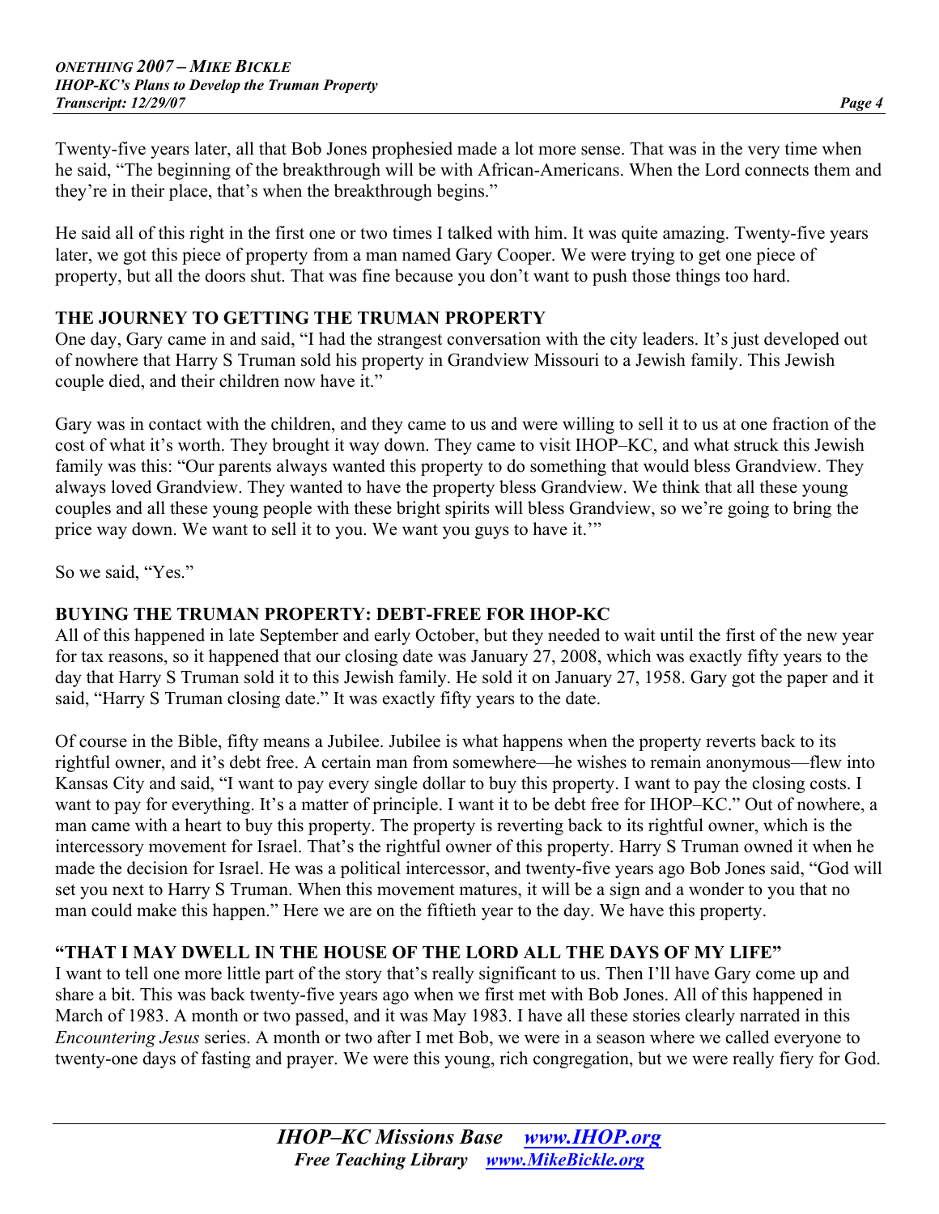Twenty-five years later, all that Bob Jones prophesied made a lot more sense. That was in the very time when he said, "The beginning of the breakthrough will be with African-Americans. When the Lord connects them and they're in their place, that's when the breakthrough begins."

He said all of this right in the first one or two times I talked with him. It was quite amazing. Twenty-five years later, we got this piece of property from a man named Gary Cooper. We were trying to get one piece of property, but all the doors shut. That was fine because you don't want to push those things too hard.

### THE JOURNEY TO GETTING THE TRUMAN PROPERTY

One day, Gary came in and said, "I had the strangest conversation with the city leaders. It's just developed out of nowhere that Harry S Truman sold his property in Grandview Missouri to a Jewish family. This Jewish couple died, and their children now have it."

Gary was in contact with the children, and they came to us and were willing to sell it to us at one fraction of the cost of what it's worth. They brought it way down. They came to visit IHOP–KC, and what struck this Jewish family was this: "Our parents always wanted this property to do something that would bless Grandview. They always loved Grandview. They wanted to have the property bless Grandview. We think that all these young couples and all these young people with these bright spirits will bless Grandview, so we're going to bring the price way down. We want to sell it to you. We want you guys to have it.'"

So we said, "Yes."

### BUYING THE TRUMAN PROPERTY: DEBT-FREE FOR IHOP-KC

All of this happened in late September and early October, but they needed to wait until the first of the new year for tax reasons, so it happened that our closing date was January 27, 2008, which was exactly fifty years to the day that Harry S Truman sold it to this Jewish family. He sold it on January 27, 1958. Gary got the paper and it said, "Harry S Truman closing date." It was exactly fifty years to the date.

Of course in the Bible, fifty means a Jubilee. Jubilee is what happens when the property reverts back to its rightful owner, and it's debt free. A certain man from somewhere—he wishes to remain anonymous—flew into Kansas City and said, "I want to pay every single dollar to buy this property. I want to pay the closing costs. I want to pay for everything. It's a matter of principle. I want it to be debt free for IHOP–KC." Out of nowhere, a man came with a heart to buy this property. The property is reverting back to its rightful owner, which is the intercessory movement for Israel. That's the rightful owner of this property. Harry S Truman owned it when he made the decision for Israel. He was a political intercessor, and twenty-five years ago Bob Jones said, "God will set you next to Harry S Truman. When this movement matures, it will be a sign and a wonder to you that no man could make this happen." Here we are on the fiftieth year to the day. We have this property.

### "THAT I MAY DWELL IN THE HOUSE OF THE LORD ALL THE DAYS OF MY LIFE"

I want to tell one more little part of the story that's really significant to us. Then I'll have Gary come up and share a bit. This was back twenty-five years ago when we first met with Bob Jones. All of this happened in March of 1983. A month or two passed, and it was May 1983. I have all these stories clearly narrated in this *Encountering Jesus* series. A month or two after I met Bob, we were in a season where we called everyone to twenty-one days of fasting and prayer. We were this young, rich congregation, but we were really fiery for God.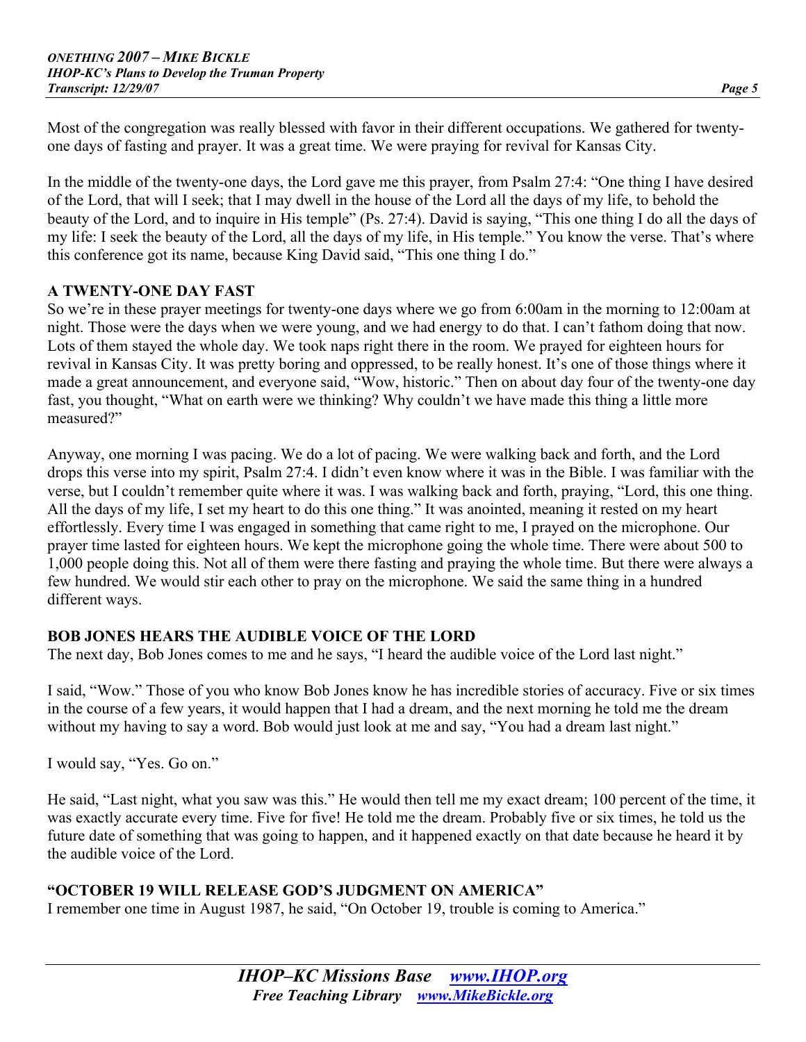Most of the congregation was really blessed with favor in their different occupations. We gathered for twenty-one days of fasting and prayer. It was a great time. We were praying for revival for Kansas City.

In the middle of the twenty-one days, the Lord gave me this prayer, from Psalm 27:4: "One thing I have desired of the Lord, that will I seek; that I may dwell in the house of the Lord all the days of my life, to behold the beauty of the Lord, and to inquire in His temple" (Ps. 27:4). David is saying, "This one thing I do all the days of my life: I seek the beauty of the Lord, all the days of my life, in His temple." You know the verse. That's where this conference got its name, because King David said, "This one thing I do."

## A TWENTY-ONE DAY FAST

So we're in these prayer meetings for twenty-one days where we go from 6:00am in the morning to 12:00am at night. Those were the days when we were young, and we had energy to do that. I can't fathom doing that now. Lots of them stayed the whole day. We took naps right there in the room. We prayed for eighteen hours for revival in Kansas City. It was pretty boring and oppressed, to be really honest. It's one of those things where it made a great announcement, and everyone said, "Wow, historic." Then on about day four of the twenty-one day fast, you thought, "What on earth were we thinking? Why couldn't we have made this thing a little more measured?"

Anyway, one morning I was pacing. We do a lot of pacing. We were walking back and forth, and the Lord drops this verse into my spirit, Psalm 27:4. I didn't even know where it was in the Bible. I was familiar with the verse, but I couldn't remember quite where it was. I was walking back and forth, praying, "Lord, this one thing. All the days of my life, I set my heart to do this one thing." It was anointed, meaning it rested on my heart effortlessly. Every time I was engaged in something that came right to me, I prayed on the microphone. Our prayer time lasted for eighteen hours. We kept the microphone going the whole time. There were about 500 to 1,000 people doing this. Not all of them were there fasting and praying the whole time. But there were always a few hundred. We would stir each other to pray on the microphone. We said the same thing in a hundred different ways.

## BOB JONES HEARS THE AUDIBLE VOICE OF THE LORD

The next day, Bob Jones comes to me and he says, "I heard the audible voice of the Lord last night."

I said, "Wow." Those of you who know Bob Jones know he has incredible stories of accuracy. Five or six times in the course of a few years, it would happen that I had a dream, and the next morning he told me the dream without my having to say a word. Bob would just look at me and say, "You had a dream last night."

I would say, "Yes. Go on."

He said, "Last night, what you saw was this." He would then tell me my exact dream; 100 percent of the time, it was exactly accurate every time. Five for five! He told me the dream. Probably five or six times, he told us the future date of something that was going to happen, and it happened exactly on that date because he heard it by the audible voice of the Lord.

## "OCTOBER 19 WILL RELEASE GOD'S JUDGMENT ON AMERICA"

I remember one time in August 1987, he said, "On October 19, trouble is coming to America."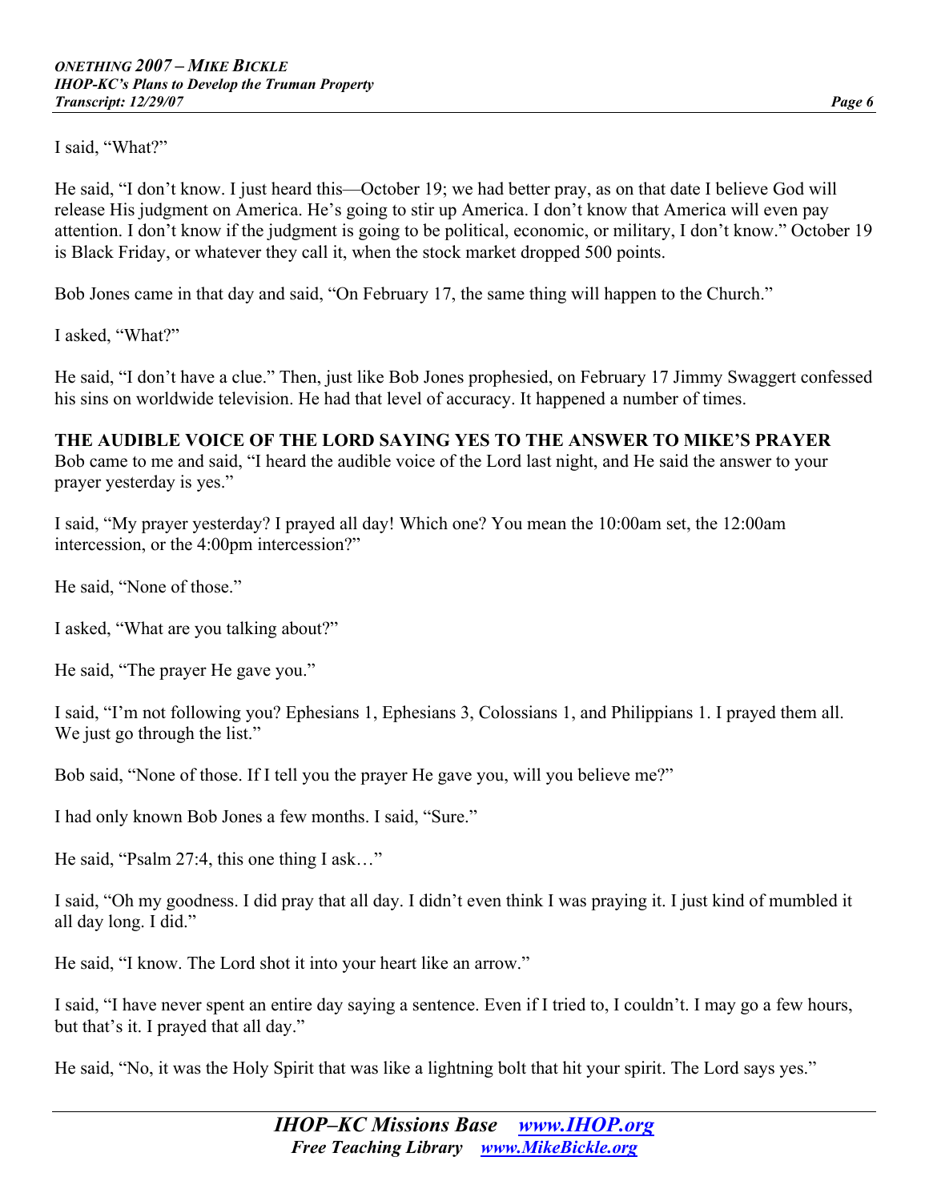I said, "What?"

He said, "I don't know. I just heard this—October 19; we had better pray, as on that date I believe God will release His judgment on America. He's going to stir up America. I don't know that America will even pay attention. I don't know if the judgment is going to be political, economic, or military, I don't know." October 19 is Black Friday, or whatever they call it, when the stock market dropped 500 points.

Bob Jones came in that day and said, "On February 17, the same thing will happen to the Church."

I asked, "What?"

He said, "I don't have a clue." Then, just like Bob Jones prophesied, on February 17 Jimmy Swaggert confessed his sins on worldwide television. He had that level of accuracy. It happened a number of times.

**THE AUDIBLE VOICE OF THE LORD SAYING YES TO THE ANSWER TO MIKE'S PRAYER**
Bob came to me and said, "I heard the audible voice of the Lord last night, and He said the answer to your prayer yesterday is yes."

I said, "My prayer yesterday? I prayed all day! Which one? You mean the 10:00am set, the 12:00am intercession, or the 4:00pm intercession?"

He said, "None of those."

I asked, "What are you talking about?"

He said, "The prayer He gave you."

I said, "I'm not following you? Ephesians 1, Ephesians 3, Colossians 1, and Philippians 1. I prayed them all. We just go through the list."

Bob said, "None of those. If I tell you the prayer He gave you, will you believe me?"

I had only known Bob Jones a few months. I said, "Sure."

He said, "Psalm 27:4, this one thing I ask…"

I said, "Oh my goodness. I did pray that all day. I didn't even think I was praying it. I just kind of mumbled it all day long. I did."

He said, "I know. The Lord shot it into your heart like an arrow."

I said, "I have never spent an entire day saying a sentence. Even if I tried to, I couldn't. I may go a few hours, but that's it. I prayed that all day."

He said, "No, it was the Holy Spirit that was like a lightning bolt that hit your spirit. The Lord says yes."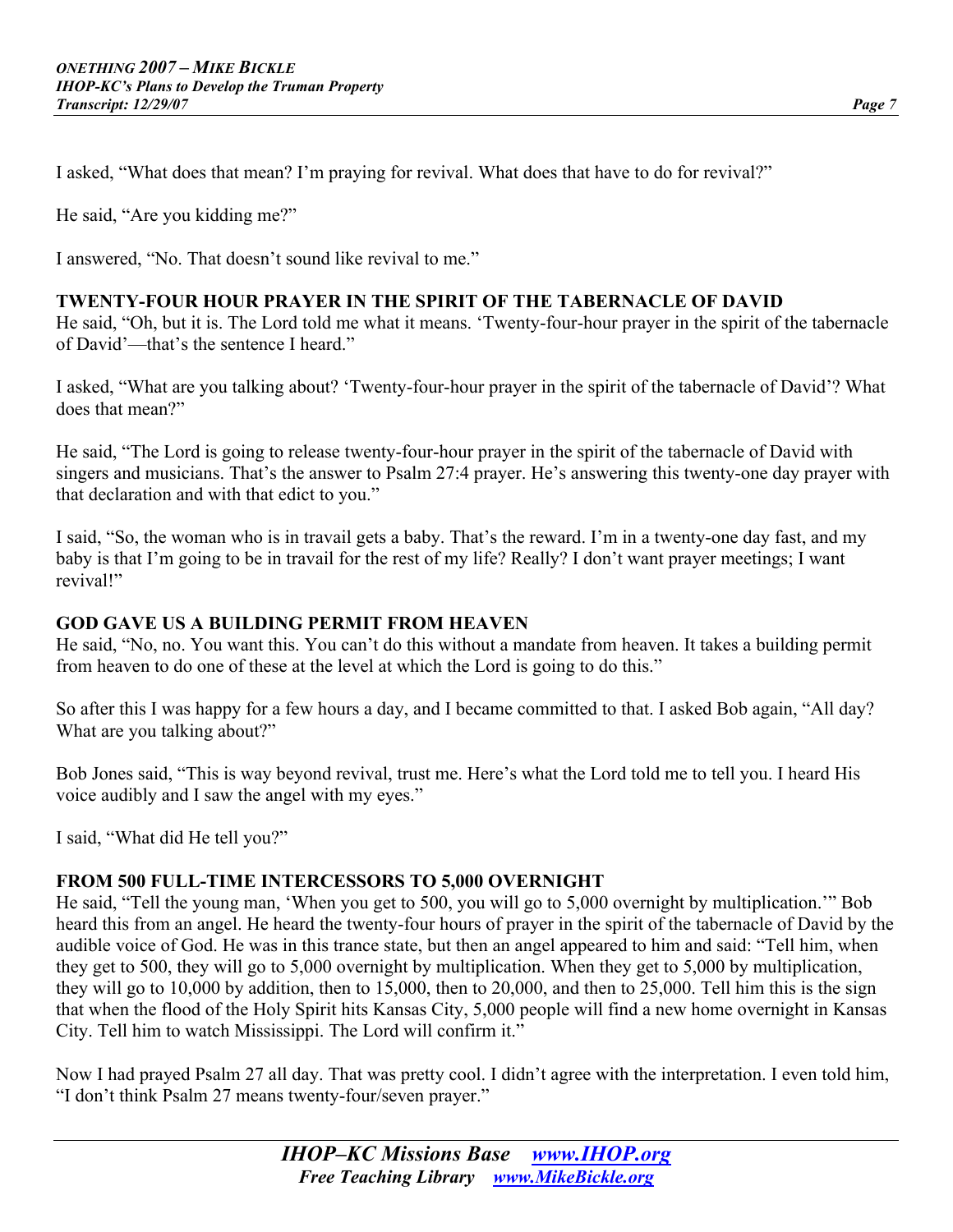I asked, "What does that mean? I'm praying for revival. What does that have to do for revival?"

He said, "Are you kidding me?"

I answered, "No. That doesn't sound like revival to me."

**TWENTY-FOUR HOUR PRAYER IN THE SPIRIT OF THE TABERNACLE OF DAVID**

He said, "Oh, but it is. The Lord told me what it means. 'Twenty-four-hour prayer in the spirit of the tabernacle of David'—that's the sentence I heard."

I asked, "What are you talking about? 'Twenty-four-hour prayer in the spirit of the tabernacle of David'? What does that mean?"

He said, "The Lord is going to release twenty-four-hour prayer in the spirit of the tabernacle of David with singers and musicians. That's the answer to Psalm 27:4 prayer. He's answering this twenty-one day prayer with that declaration and with that edict to you."

I said, "So, the woman who is in travail gets a baby. That's the reward. I'm in a twenty-one day fast, and my baby is that I'm going to be in travail for the rest of my life? Really? I don't want prayer meetings; I want revival!"

**GOD GAVE US A BUILDING PERMIT FROM HEAVEN**

He said, "No, no. You want this. You can't do this without a mandate from heaven. It takes a building permit from heaven to do one of these at the level at which the Lord is going to do this."

So after this I was happy for a few hours a day, and I became committed to that. I asked Bob again, "All day? What are you talking about?"

Bob Jones said, "This is way beyond revival, trust me. Here's what the Lord told me to tell you. I heard His voice audibly and I saw the angel with my eyes."

I said, "What did He tell you?"

**FROM 500 FULL-TIME INTERCESSORS TO 5,000 OVERNIGHT**

He said, "Tell the young man, 'When you get to 500, you will go to 5,000 overnight by multiplication.'" Bob heard this from an angel. He heard the twenty-four hours of prayer in the spirit of the tabernacle of David by the audible voice of God. He was in this trance state, but then an angel appeared to him and said: "Tell him, when they get to 500, they will go to 5,000 overnight by multiplication. When they get to 5,000 by multiplication, they will go to 10,000 by addition, then to 15,000, then to 20,000, and then to 25,000. Tell him this is the sign that when the flood of the Holy Spirit hits Kansas City, 5,000 people will find a new home overnight in Kansas City. Tell him to watch Mississippi. The Lord will confirm it."

Now I had prayed Psalm 27 all day. That was pretty cool. I didn't agree with the interpretation. I even told him, "I don't think Psalm 27 means twenty-four/seven prayer."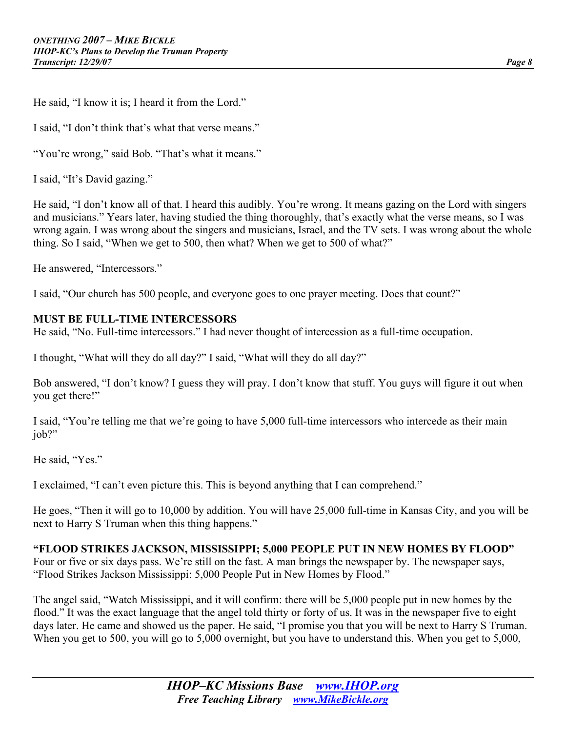He said, "I know it is; I heard it from the Lord."

I said, "I don't think that's what that verse means."

"You're wrong," said Bob. "That's what it means."

I said, "It's David gazing."

He said, "I don't know all of that. I heard this audibly. You're wrong. It means gazing on the Lord with singers and musicians." Years later, having studied the thing thoroughly, that's exactly what the verse means, so I was wrong again. I was wrong about the singers and musicians, Israel, and the TV sets. I was wrong about the whole thing. So I said, "When we get to 500, then what? When we get to 500 of what?"

He answered, "Intercessors."

I said, "Our church has 500 people, and everyone goes to one prayer meeting. Does that count?"

**MUST BE FULL-TIME INTERCESSORS**

He said, "No. Full-time intercessors." I had never thought of intercession as a full-time occupation.

I thought, "What will they do all day?" I said, "What will they do all day?"

Bob answered, "I don't know? I guess they will pray. I don't know that stuff. You guys will figure it out when you get there!"

I said, "You're telling me that we're going to have 5,000 full-time intercessors who intercede as their main job?"

He said, "Yes."

I exclaimed, "I can't even picture this. This is beyond anything that I can comprehend."

He goes, "Then it will go to 10,000 by addition. You will have 25,000 full-time in Kansas City, and you will be next to Harry S Truman when this thing happens."

**"FLOOD STRIKES JACKSON, MISSISSIPPI; 5,000 PEOPLE PUT IN NEW HOMES BY FLOOD"**

Four or five or six days pass. We're still on the fast. A man brings the newspaper by. The newspaper says, "Flood Strikes Jackson Mississippi: 5,000 People Put in New Homes by Flood."

The angel said, "Watch Mississippi, and it will confirm: there will be 5,000 people put in new homes by the flood." It was the exact language that the angel told thirty or forty of us. It was in the newspaper five to eight days later. He came and showed us the paper. He said, "I promise you that you will be next to Harry S Truman. When you get to 500, you will go to 5,000 overnight, but you have to understand this. When you get to 5,000,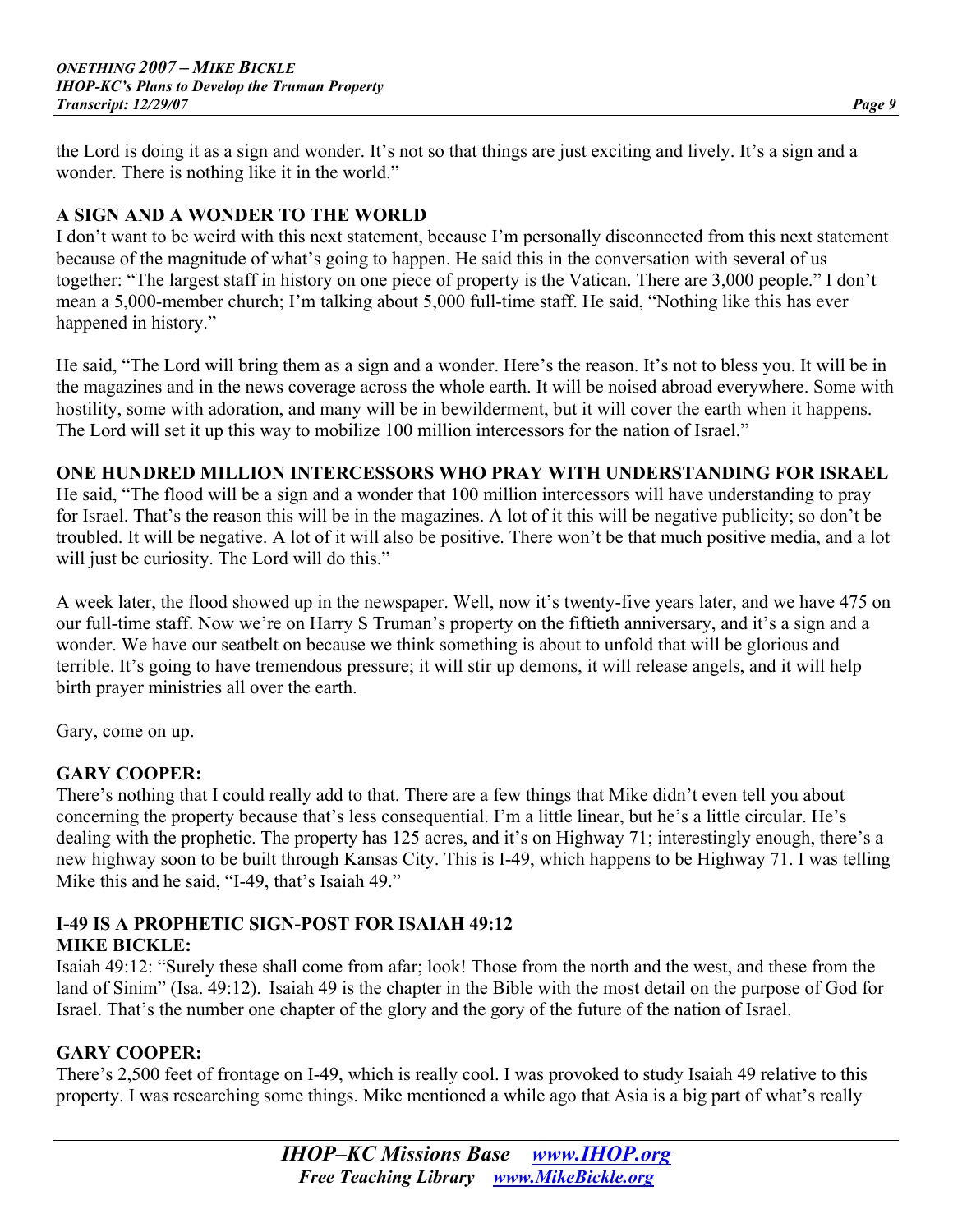the Lord is doing it as a sign and wonder. It's not so that things are just exciting and lively. It's a sign and a wonder. There is nothing like it in the world."

**A SIGN AND A WONDER TO THE WORLD**

I don't want to be weird with this next statement, because I'm personally disconnected from this next statement because of the magnitude of what's going to happen. He said this in the conversation with several of us together: "The largest staff in history on one piece of property is the Vatican. There are 3,000 people." I don't mean a 5,000-member church; I'm talking about 5,000 full-time staff. He said, "Nothing like this has ever happened in history."

He said, "The Lord will bring them as a sign and a wonder. Here's the reason. It's not to bless you. It will be in the magazines and in the news coverage across the whole earth. It will be noised abroad everywhere. Some with hostility, some with adoration, and many will be in bewilderment, but it will cover the earth when it happens. The Lord will set it up this way to mobilize 100 million intercessors for the nation of Israel."

**ONE HUNDRED MILLION INTERCESSORS WHO PRAY WITH UNDERSTANDING FOR ISRAEL**

He said, "The flood will be a sign and a wonder that 100 million intercessors will have understanding to pray for Israel. That's the reason this will be in the magazines. A lot of it this will be negative publicity; so don't be troubled. It will be negative. A lot of it will also be positive. There won't be that much positive media, and a lot will just be curiosity. The Lord will do this."

A week later, the flood showed up in the newspaper. Well, now it's twenty-five years later, and we have 475 on our full-time staff. Now we're on Harry S Truman's property on the fiftieth anniversary, and it's a sign and a wonder. We have our seatbelt on because we think something is about to unfold that will be glorious and terrible. It's going to have tremendous pressure; it will stir up demons, it will release angels, and it will help birth prayer ministries all over the earth.

Gary, come on up.

**GARY COOPER:**

There's nothing that I could really add to that. There are a few things that Mike didn't even tell you about concerning the property because that's less consequential. I'm a little linear, but he's a little circular. He's dealing with the prophetic. The property has 125 acres, and it's on Highway 71; interestingly enough, there's a new highway soon to be built through Kansas City. This is I-49, which happens to be Highway 71. I was telling Mike this and he said, "I-49, that's Isaiah 49."

**I-49 IS A PROPHETIC SIGN-POST FOR ISAIAH 49:12**

**MIKE BICKLE:**

Isaiah 49:12: "Surely these shall come from afar; look! Those from the north and the west, and these from the land of Sinim" (Isa. 49:12). Isaiah 49 is the chapter in the Bible with the most detail on the purpose of God for Israel. That's the number one chapter of the glory and the gory of the future of the nation of Israel.

**GARY COOPER:**

There's 2,500 feet of frontage on I-49, which is really cool. I was provoked to study Isaiah 49 relative to this property. I was researching some things. Mike mentioned a while ago that Asia is a big part of what's really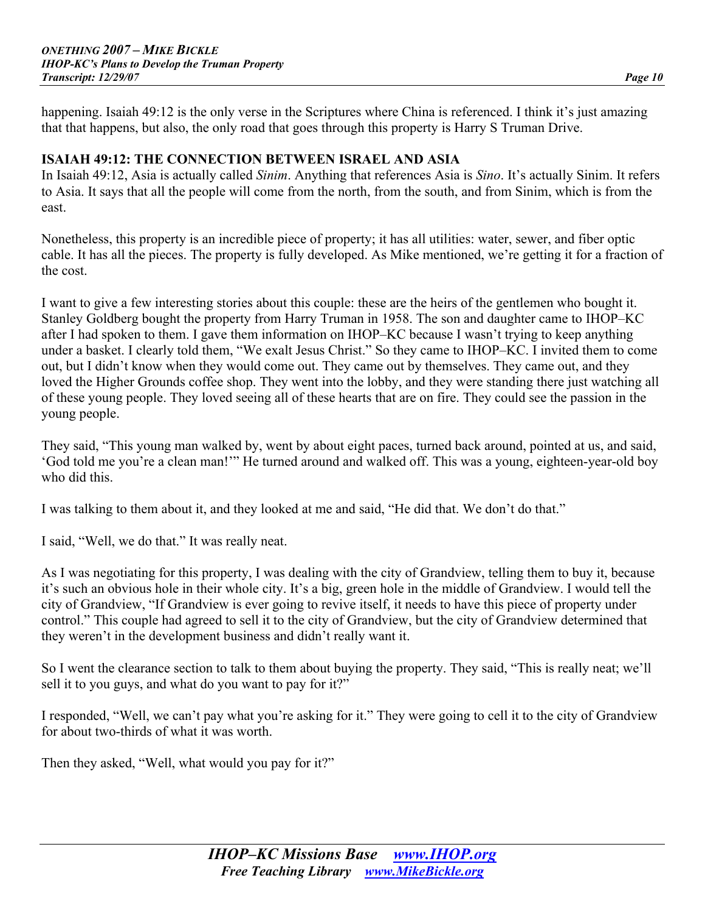happening. Isaiah 49:12 is the only verse in the Scriptures where China is referenced. I think it's just amazing that that happens, but also, the only road that goes through this property is Harry S Truman Drive.

## ISAIAH 49:12: THE CONNECTION BETWEEN ISRAEL AND ASIA

In Isaiah 49:12, Asia is actually called *Sinim*. Anything that references Asia is *Sino*. It's actually Sinim. It refers to Asia. It says that all the people will come from the north, from the south, and from Sinim, which is from the east.

Nonetheless, this property is an incredible piece of property; it has all utilities: water, sewer, and fiber optic cable. It has all the pieces. The property is fully developed. As Mike mentioned, we're getting it for a fraction of the cost.

I want to give a few interesting stories about this couple: these are the heirs of the gentlemen who bought it. Stanley Goldberg bought the property from Harry Truman in 1958. The son and daughter came to IHOP–KC after I had spoken to them. I gave them information on IHOP–KC because I wasn't trying to keep anything under a basket. I clearly told them, "We exalt Jesus Christ." So they came to IHOP–KC. I invited them to come out, but I didn't know when they would come out. They came out by themselves. They came out, and they loved the Higher Grounds coffee shop. They went into the lobby, and they were standing there just watching all of these young people. They loved seeing all of these hearts that are on fire. They could see the passion in the young people.

They said, "This young man walked by, went by about eight paces, turned back around, pointed at us, and said, 'God told me you're a clean man!'" He turned around and walked off. This was a young, eighteen-year-old boy who did this.

I was talking to them about it, and they looked at me and said, "He did that. We don't do that."

I said, "Well, we do that." It was really neat.

As I was negotiating for this property, I was dealing with the city of Grandview, telling them to buy it, because it's such an obvious hole in their whole city. It's a big, green hole in the middle of Grandview. I would tell the city of Grandview, "If Grandview is ever going to revive itself, it needs to have this piece of property under control." This couple had agreed to sell it to the city of Grandview, but the city of Grandview determined that they weren't in the development business and didn't really want it.

So I went the clearance section to talk to them about buying the property. They said, "This is really neat; we'll sell it to you guys, and what do you want to pay for it?"

I responded, "Well, we can't pay what you're asking for it." They were going to cell it to the city of Grandview for about two-thirds of what it was worth.

Then they asked, "Well, what would you pay for it?"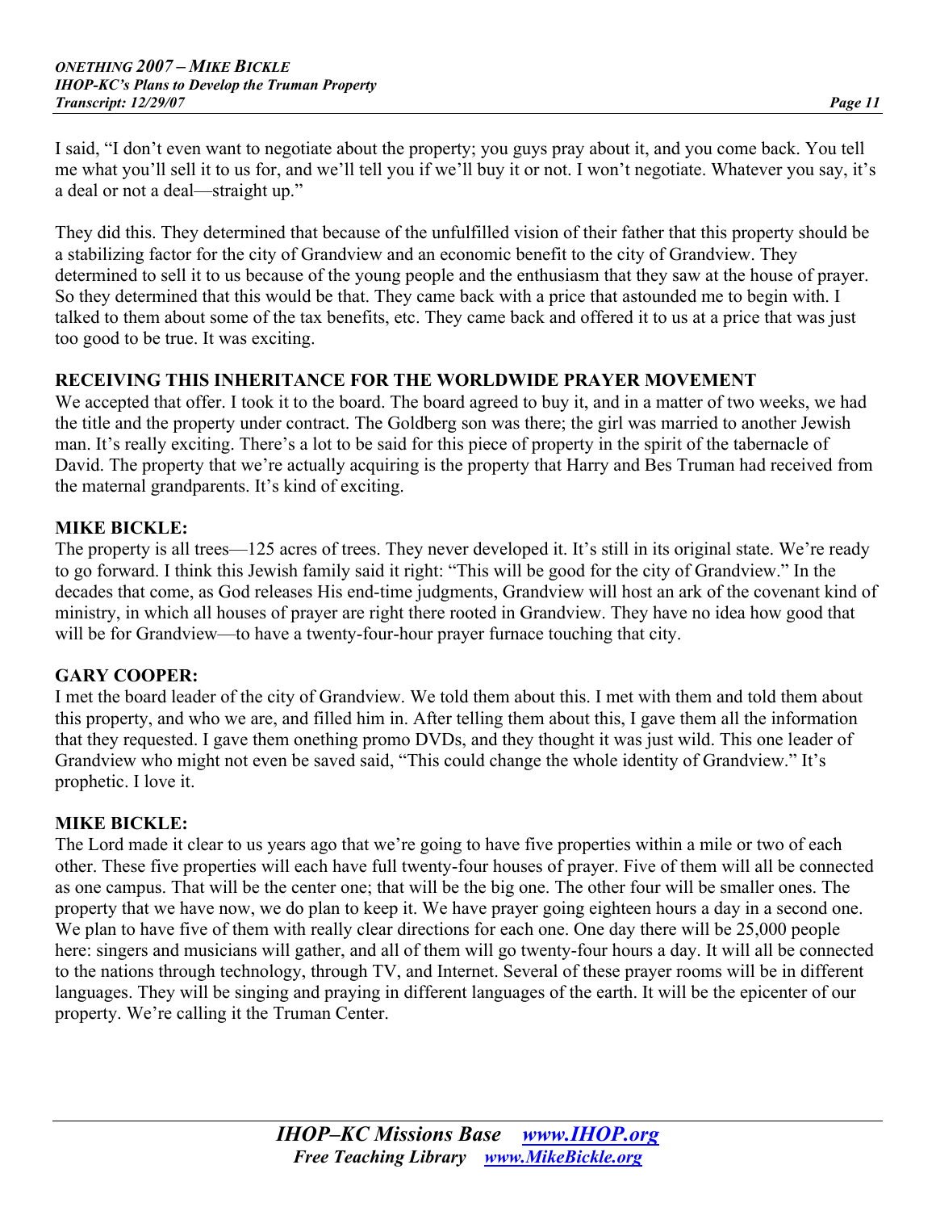I said, "I don't even want to negotiate about the property; you guys pray about it, and you come back. You tell me what you'll sell it to us for, and we'll tell you if we'll buy it or not. I won't negotiate. Whatever you say, it's a deal or not a deal—straight up."

They did this. They determined that because of the unfulfilled vision of their father that this property should be a stabilizing factor for the city of Grandview and an economic benefit to the city of Grandview. They determined to sell it to us because of the young people and the enthusiasm that they saw at the house of prayer. So they determined that this would be that. They came back with a price that astounded me to begin with. I talked to them about some of the tax benefits, etc. They came back and offered it to us at a price that was just too good to be true. It was exciting.

**RECEIVING THIS INHERITANCE FOR THE WORLDWIDE PRAYER MOVEMENT**

We accepted that offer. I took it to the board. The board agreed to buy it, and in a matter of two weeks, we had the title and the property under contract. The Goldberg son was there; the girl was married to another Jewish man. It's really exciting. There's a lot to be said for this piece of property in the spirit of the tabernacle of David. The property that we're actually acquiring is the property that Harry and Bes Truman had received from the maternal grandparents. It's kind of exciting.

**MIKE BICKLE:**

The property is all trees—125 acres of trees. They never developed it. It's still in its original state. We're ready to go forward. I think this Jewish family said it right: "This will be good for the city of Grandview." In the decades that come, as God releases His end-time judgments, Grandview will host an ark of the covenant kind of ministry, in which all houses of prayer are right there rooted in Grandview. They have no idea how good that will be for Grandview—to have a twenty-four-hour prayer furnace touching that city.

**GARY COOPER:**

I met the board leader of the city of Grandview. We told them about this. I met with them and told them about this property, and who we are, and filled him in. After telling them about this, I gave them all the information that they requested. I gave them onething promo DVDs, and they thought it was just wild. This one leader of Grandview who might not even be saved said, "This could change the whole identity of Grandview." It's prophetic. I love it.

**MIKE BICKLE:**

The Lord made it clear to us years ago that we're going to have five properties within a mile or two of each other. These five properties will each have full twenty-four houses of prayer. Five of them will all be connected as one campus. That will be the center one; that will be the big one. The other four will be smaller ones. The property that we have now, we do plan to keep it. We have prayer going eighteen hours a day in a second one. We plan to have five of them with really clear directions for each one. One day there will be 25,000 people here: singers and musicians will gather, and all of them will go twenty-four hours a day. It will all be connected to the nations through technology, through TV, and Internet. Several of these prayer rooms will be in different languages. They will be singing and praying in different languages of the earth. It will be the epicenter of our property. We're calling it the Truman Center.